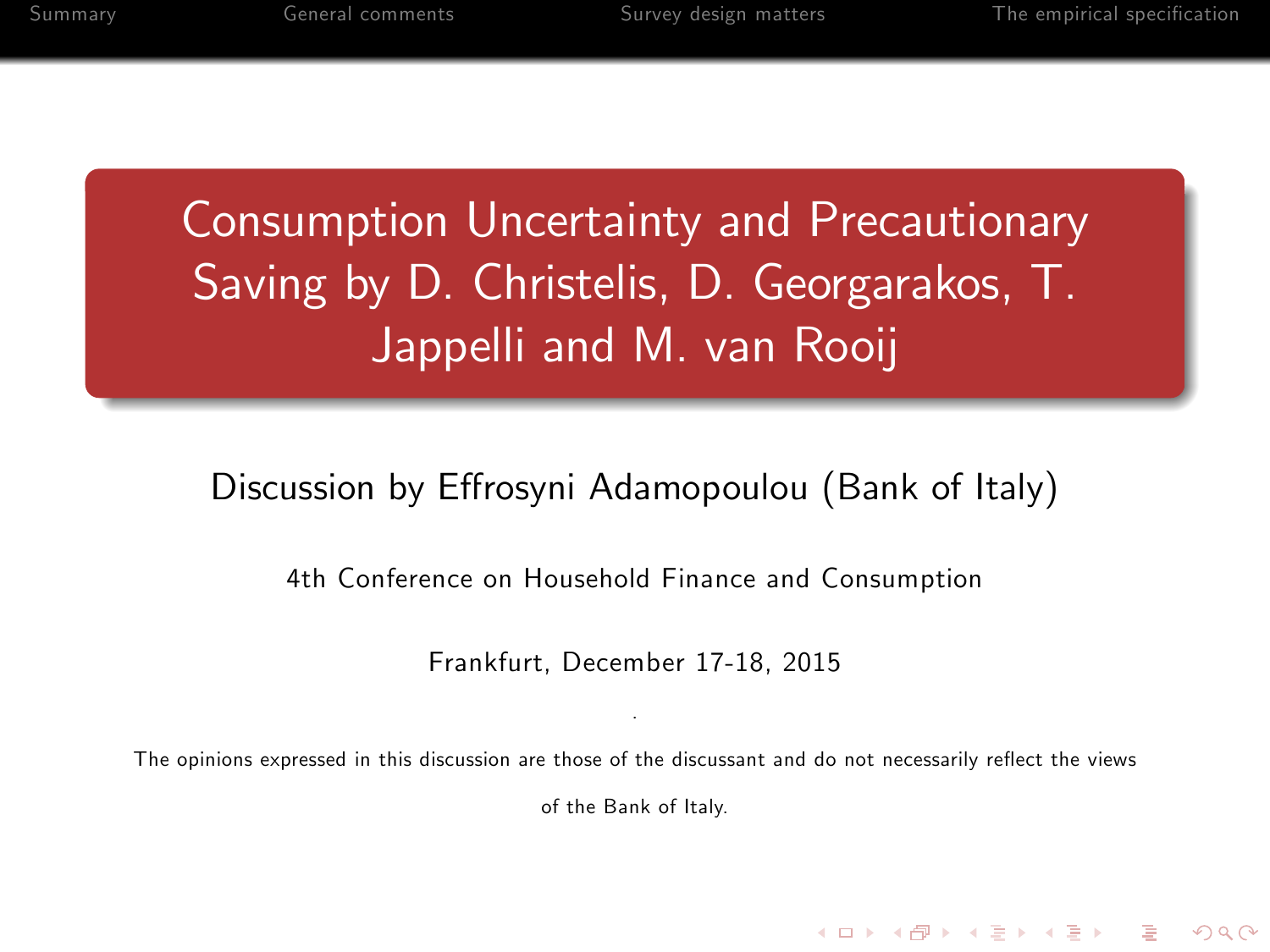# Consumption Uncertainty and Precautionary Saving by D. Christelis, D. Georgarakos, T. Jappelli and M. van Rooij

Discussion by Effrosyni Adamopoulou (Bank of Italy)

4th Conference on Household Finance and Consumption

Frankfurt, December 17-18, 2015

The opinions expressed in this discussion are those of the discussant and do not necessarily reflect the views of the Bank of Italy.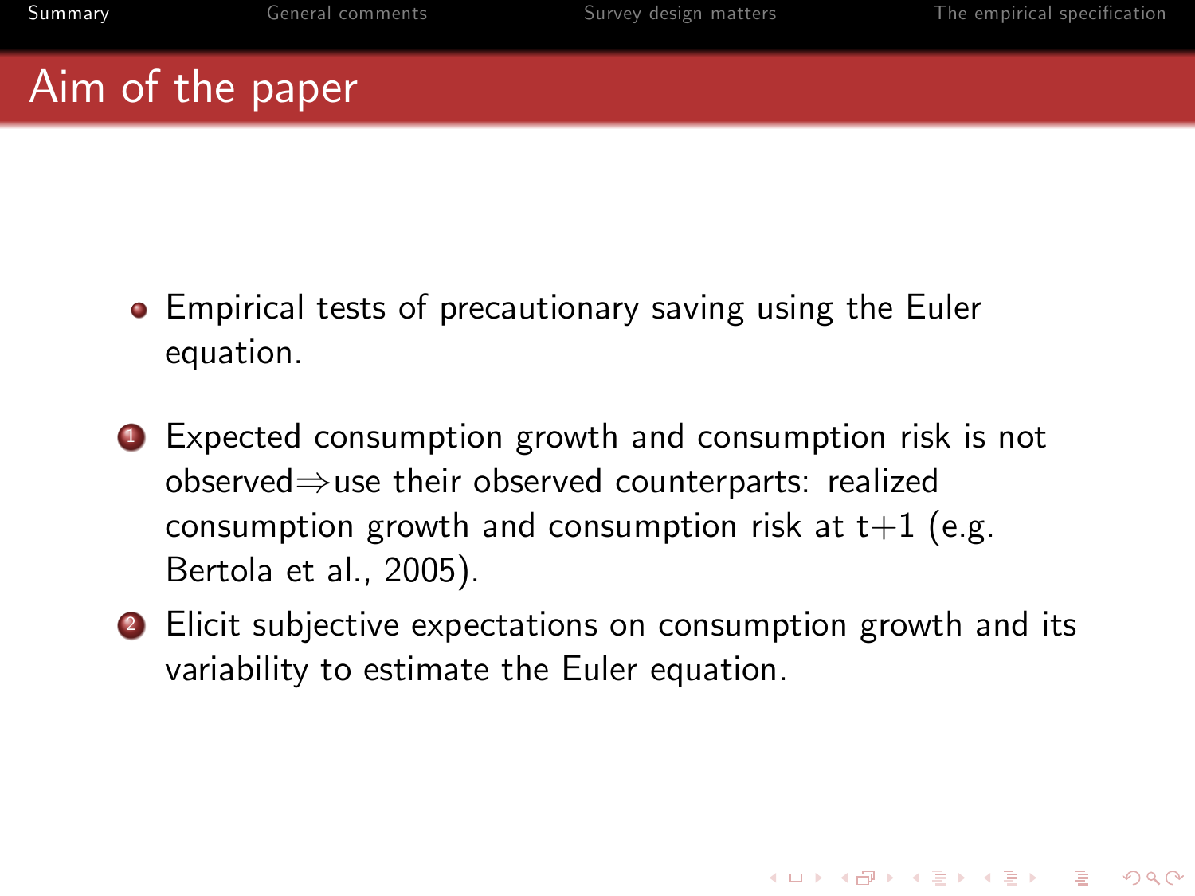# Aim of the paper

- Empirical tests of precautionary saving using the Euler equation.

1. Expected consumption growth and consumption risk is not observed $\Rightarrow$ use their observed counterparts: realized consumption growth and consumption risk at t+1 (e.g. Bertola et al., 2005).
2. Elicit subjective expectations on consumption growth and its variability to estimate the Euler equation.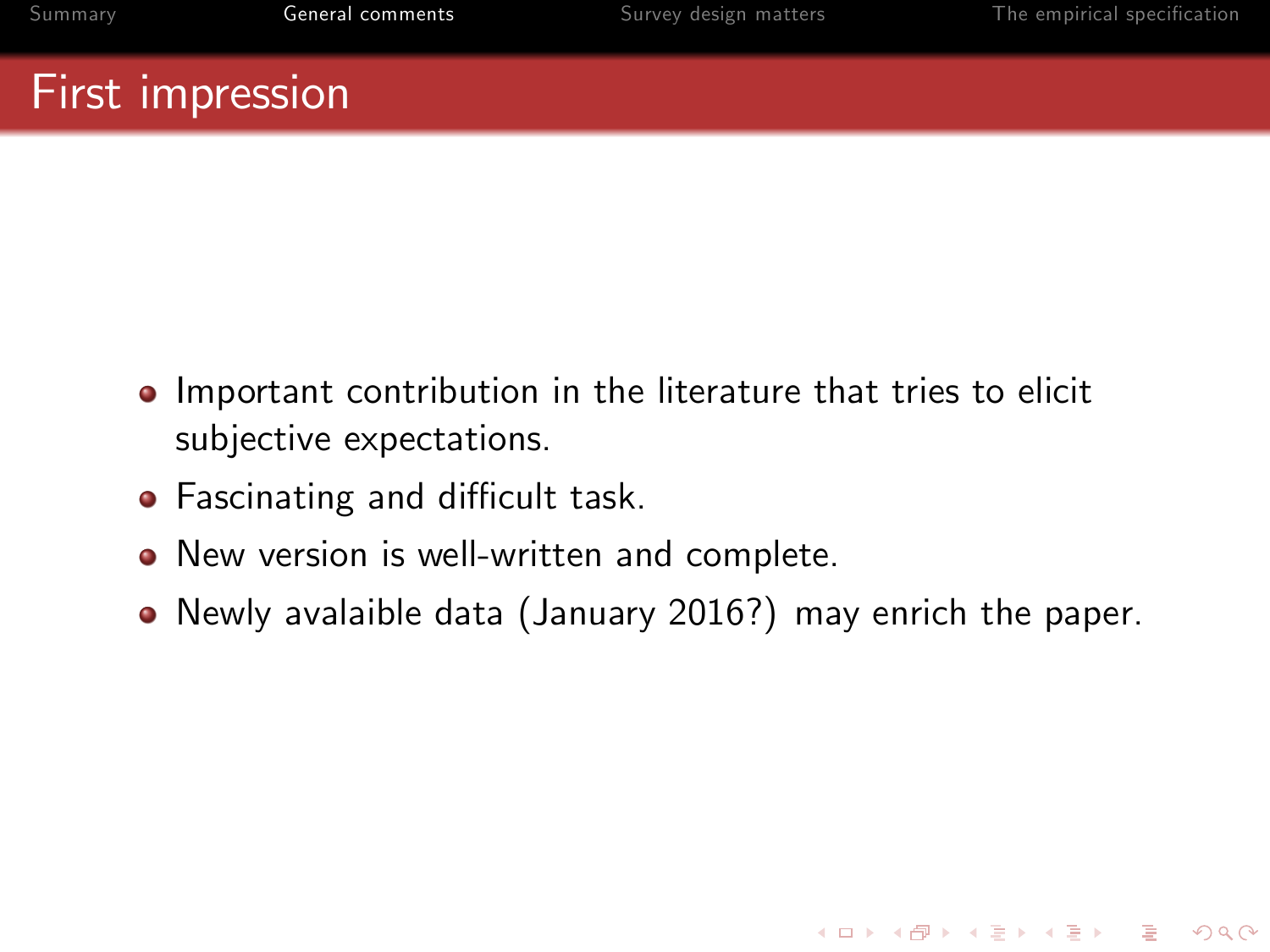# First impression

- Important contribution in the literature that tries to elicit subjective expectations.
- Fascinating and difficult task.
- New version is well-written and complete.
- Newly avalaible data (January 2016?) may enrich the paper.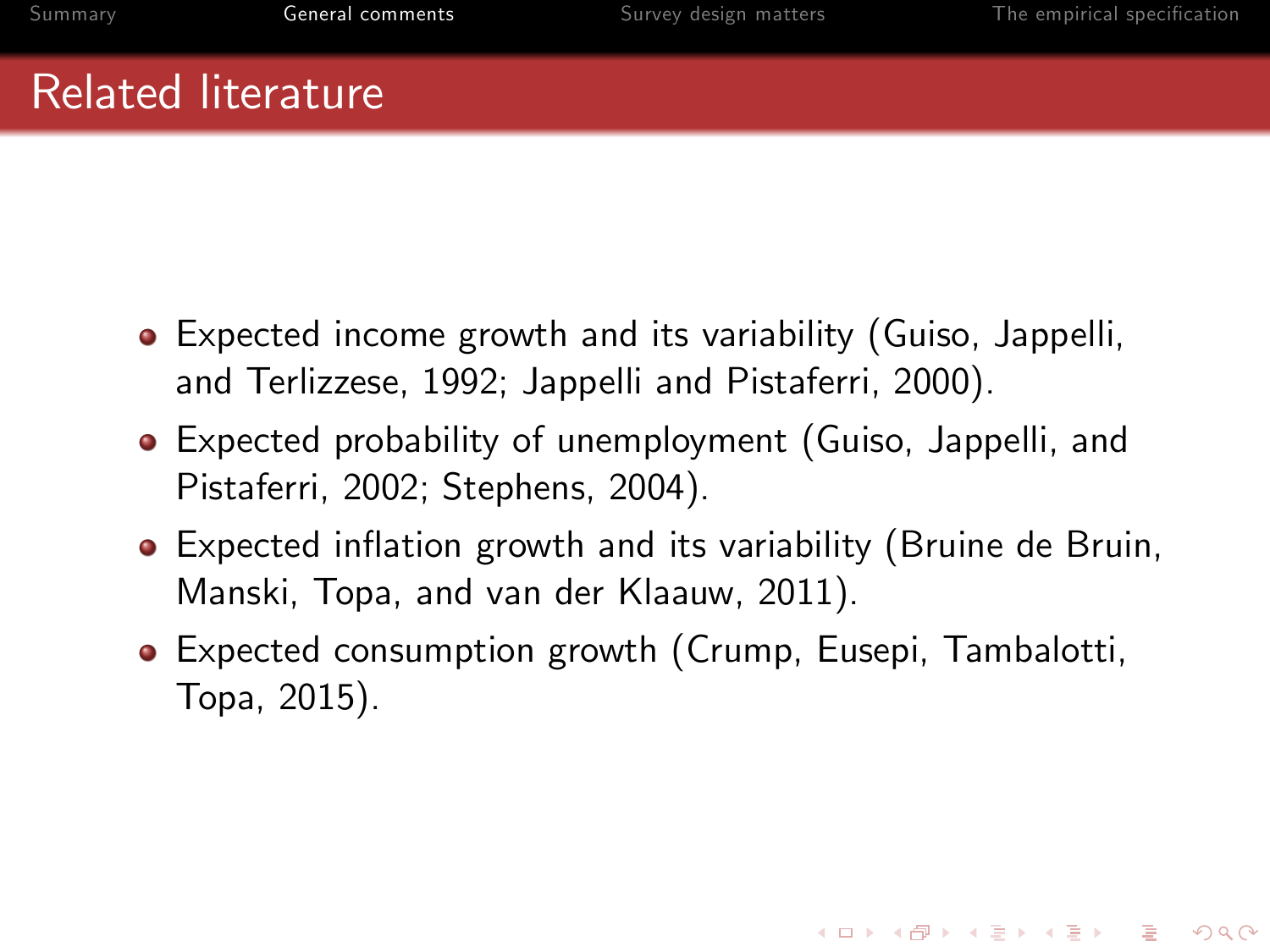# Related literature

- Expected income growth and its variability (Guiso, Jappelli, and Terlizzese, 1992; Jappelli and Pistaferri, 2000).
- Expected probability of unemployment (Guiso, Jappelli, and Pistaferri, 2002; Stephens, 2004).
- Expected inflation growth and its variability (Bruine de Bruin, Manski, Topa, and van der Klaauw, 2011).
- Expected consumption growth (Crump, Eusepi, Tambalotti, Topa, 2015).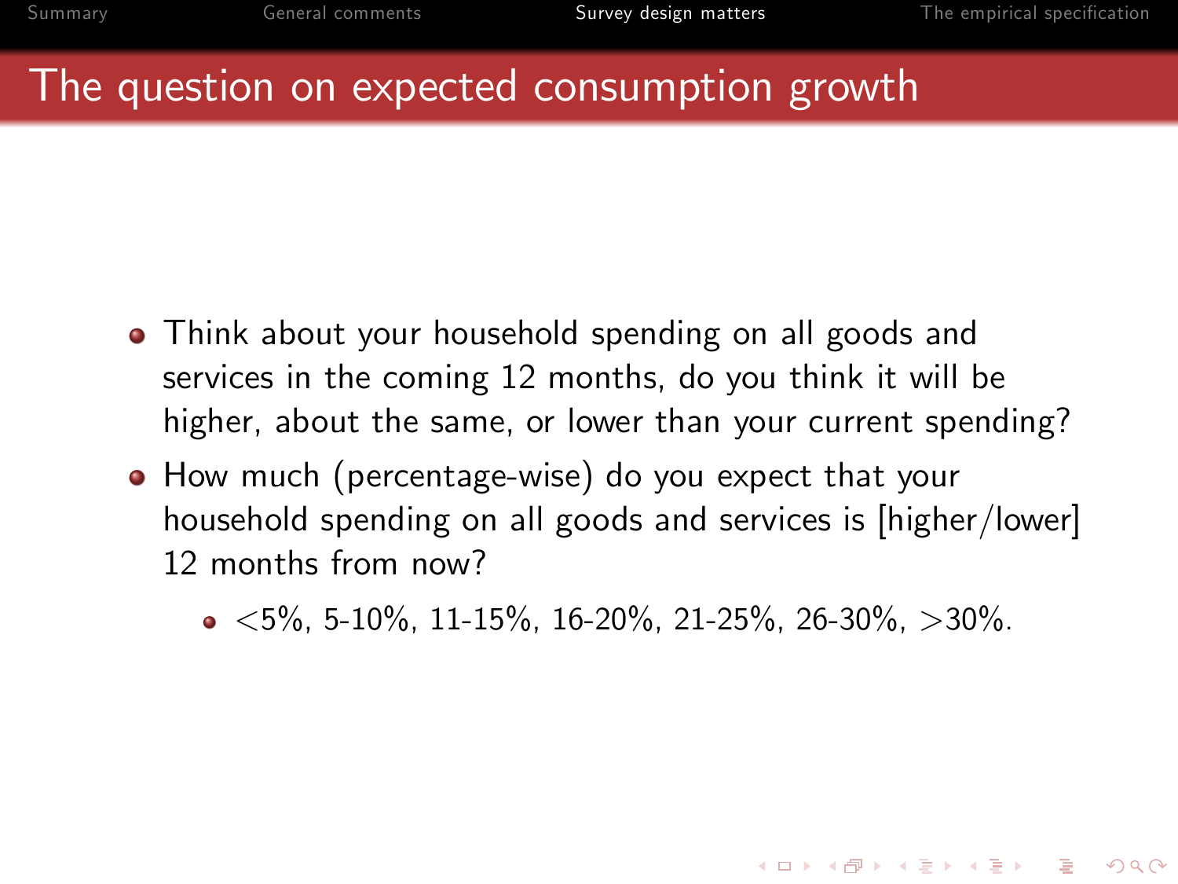# The question on expected consumption growth

- Think about your household spending on all goods and services in the coming 12 months, do you think it will be higher, about the same, or lower than your current spending?
- How much (percentage-wise) do you expect that your household spending on all goods and services is [higher/lower] 12 months from now?
  - <5%, 5-10%, 11-15%, 16-20%, 21-25%, 26-30%, >30%.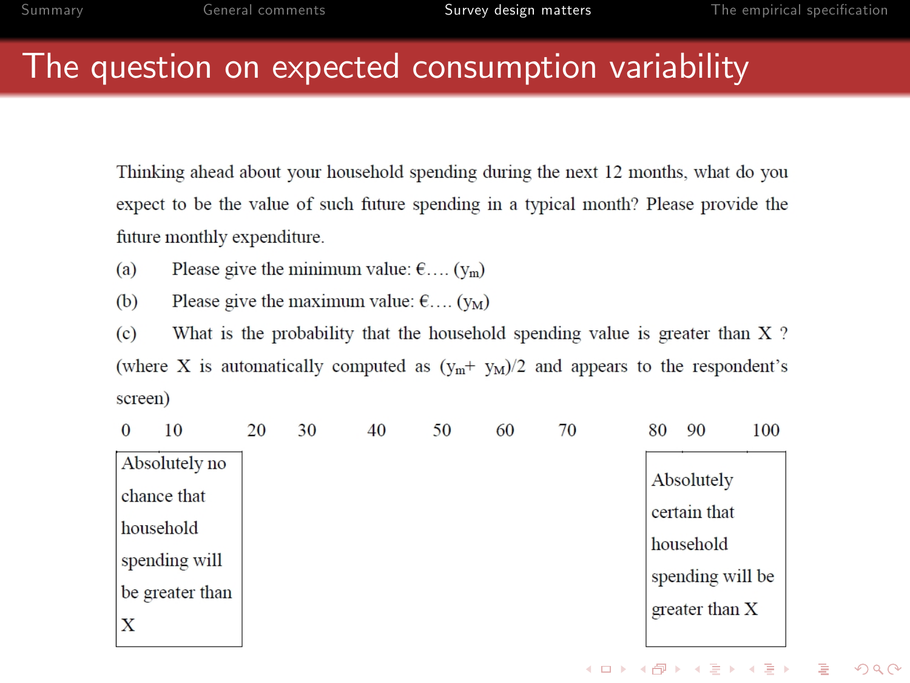# The question on expected consumption variability

Thinking ahead about your household spending during the next 12 months, what do you expect to be the value of such future spending in a typical month? Please provide the future monthly expenditure.

(a) Please give the minimum value: €.... ($y_m$)

(b) Please give the maximum value: €.... ($y_M$)

(c) What is the probability that the household spending value is greater than X ? (where X is automatically computed as $(y_m + y_M)/2$ and appears to the respondent's screen)

0 10 20 30 40 50 60 70 80 90 100

| Absolutely no chance that household spending will be greater than X | Absolutely certain that household spending will be greater than X |
|---|---|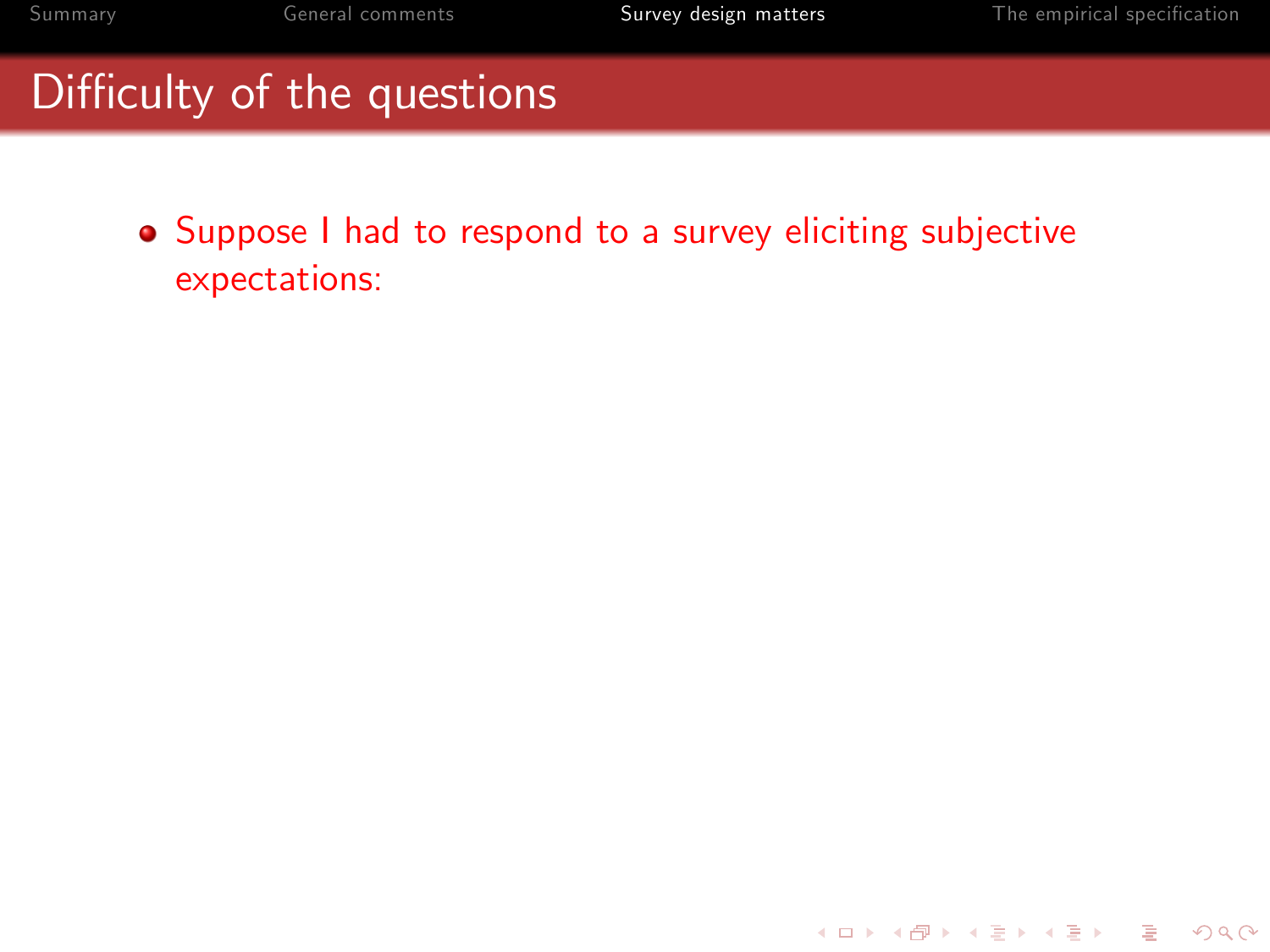# Difficulty of the questions

- Suppose I had to respond to a survey eliciting subjective expectations: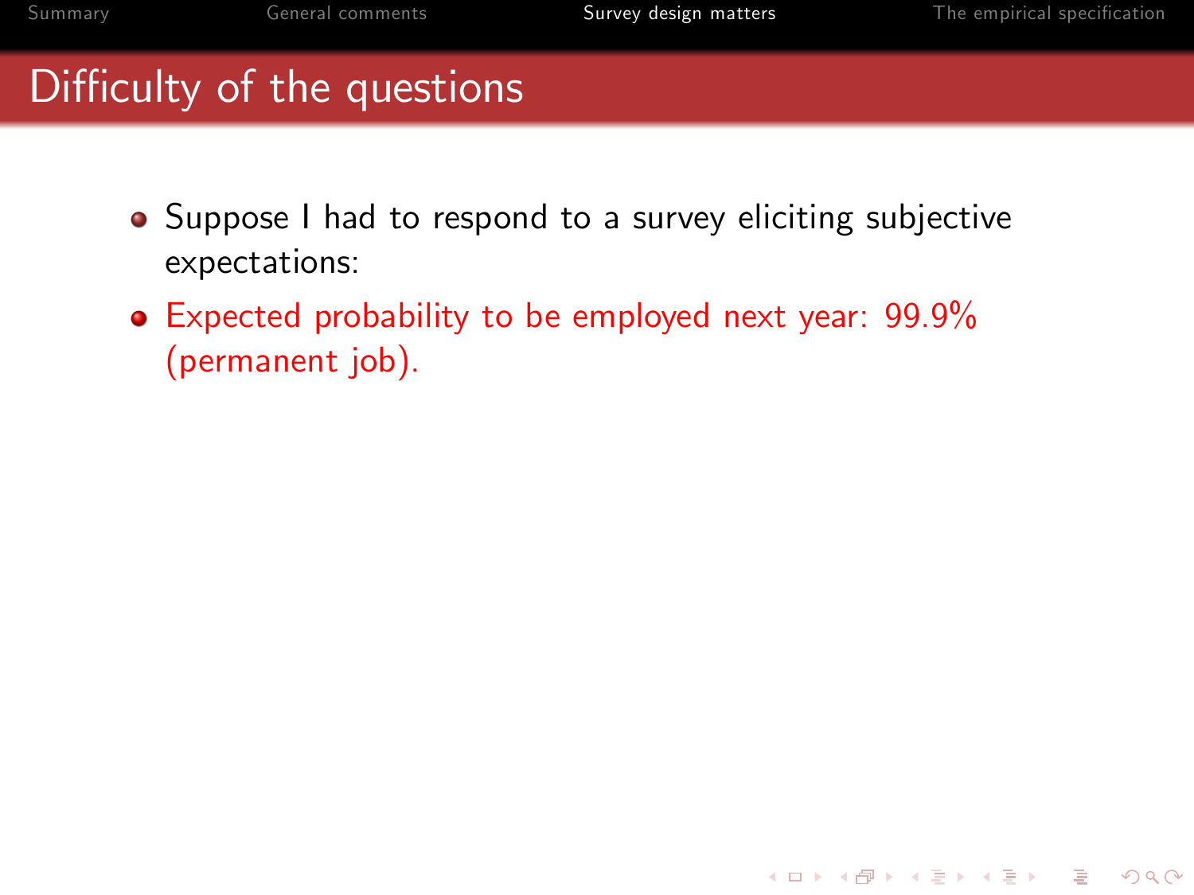# Difficulty of the questions

- Suppose I had to respond to a survey eliciting subjective expectations:
- Expected probability to be employed next year: 99.9% (permanent job).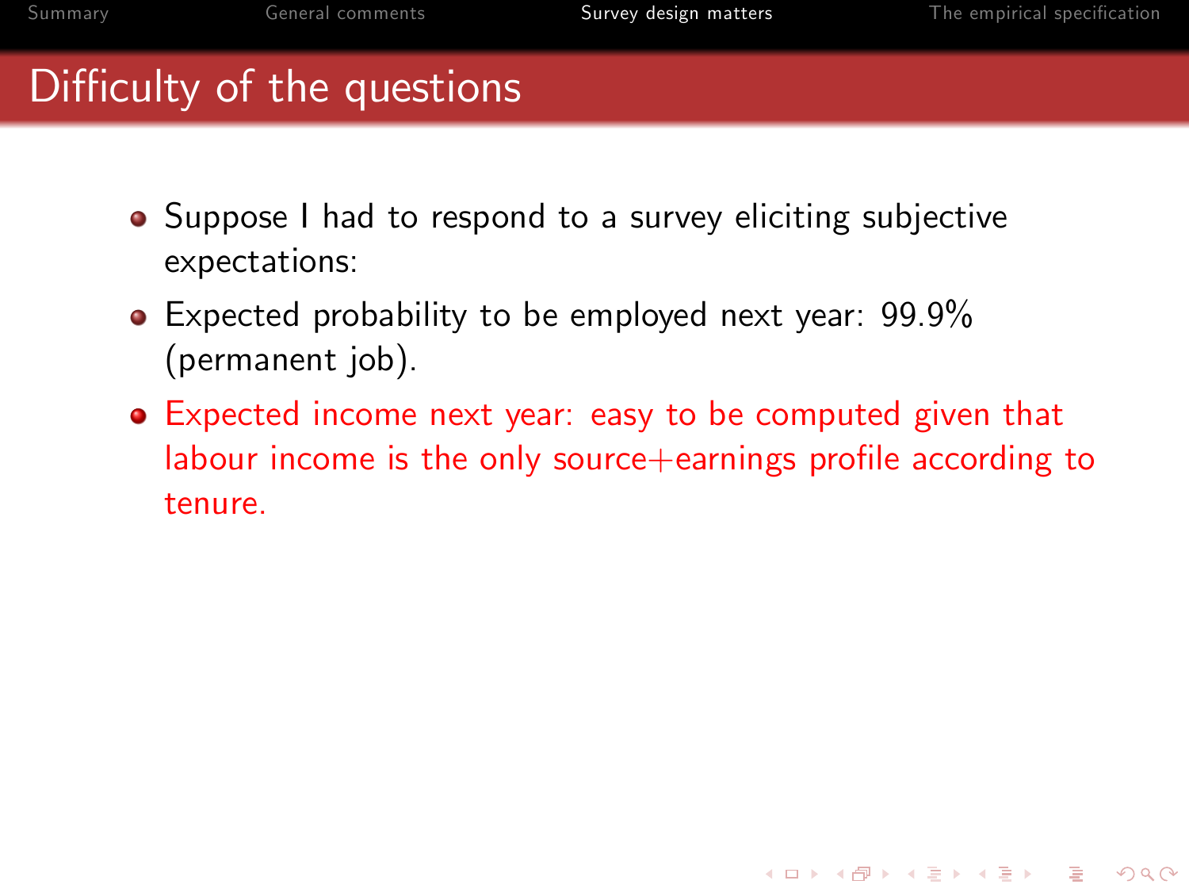## Difficulty of the questions

- Suppose I had to respond to a survey eliciting subjective expectations:
- Expected probability to be employed next year: 99.9% (permanent job).
- Expected income next year: easy to be computed given that labour income is the only source+earnings profile according to tenure.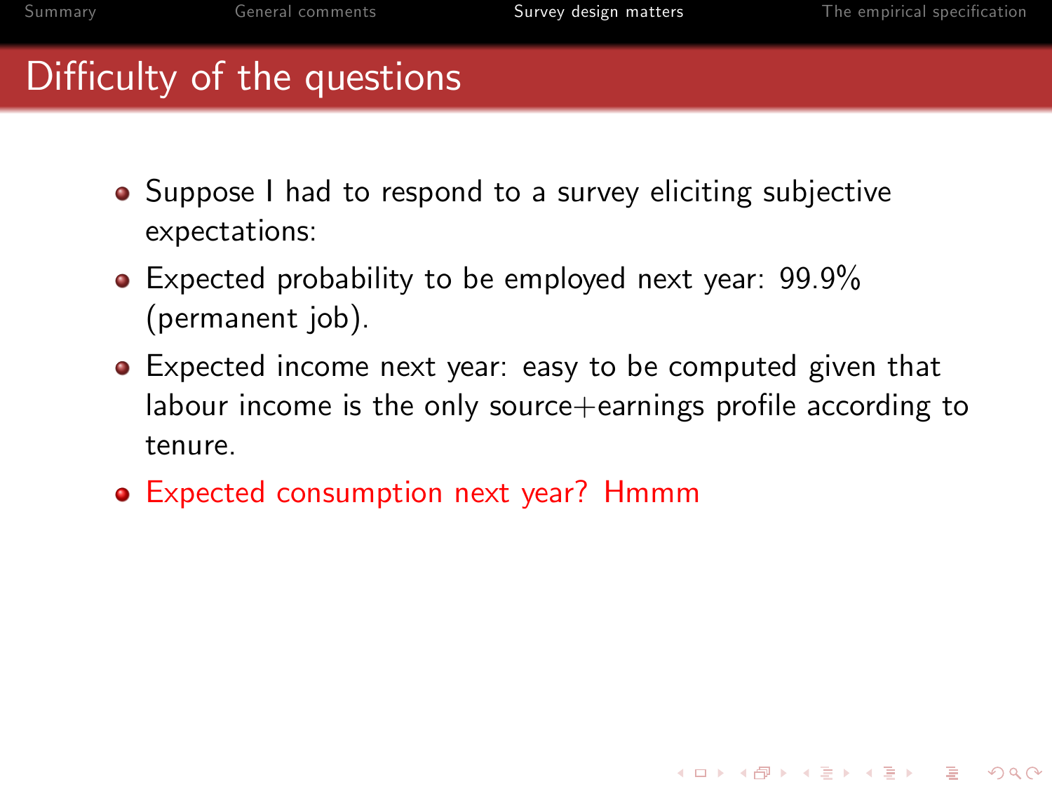# Difficulty of the questions

- Suppose I had to respond to a survey eliciting subjective expectations:
- Expected probability to be employed next year: 99.9% (permanent job).
- Expected income next year: easy to be computed given that labour income is the only source+earnings profile according to tenure.
- Expected consumption next year? Hmmm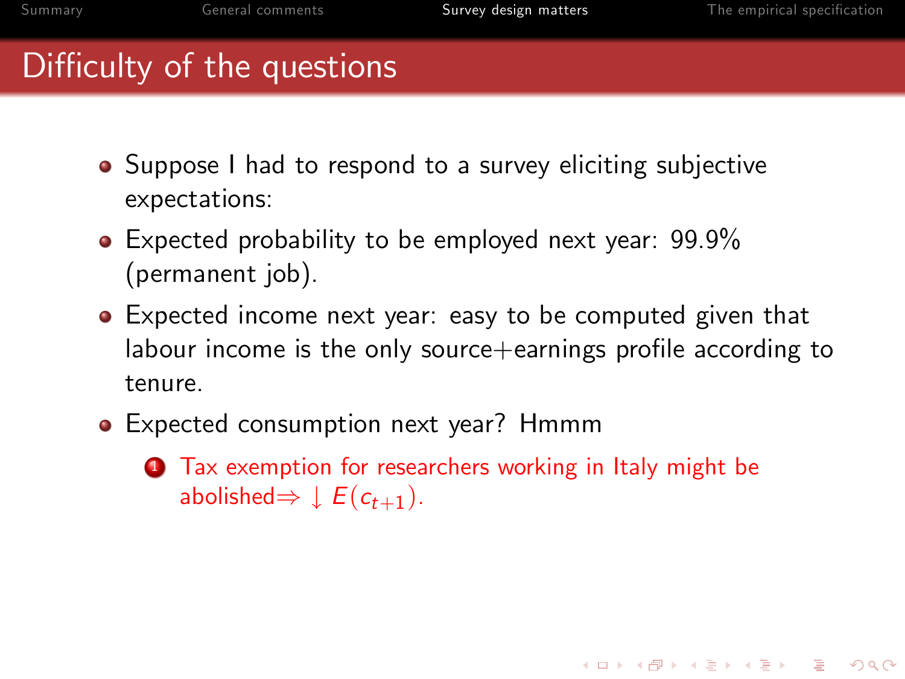# Difficulty of the questions

- Suppose I had to respond to a survey eliciting subjective expectations:
- Expected probability to be employed next year: 99.9% (permanent job).
- Expected income next year: easy to be computed given that labour income is the only source+earnings profile according to tenure.
- Expected consumption next year? Hmmm
  1. Tax exemption for researchers working in Italy might be abolished$\Rightarrow \downarrow E(c_{t+1})$.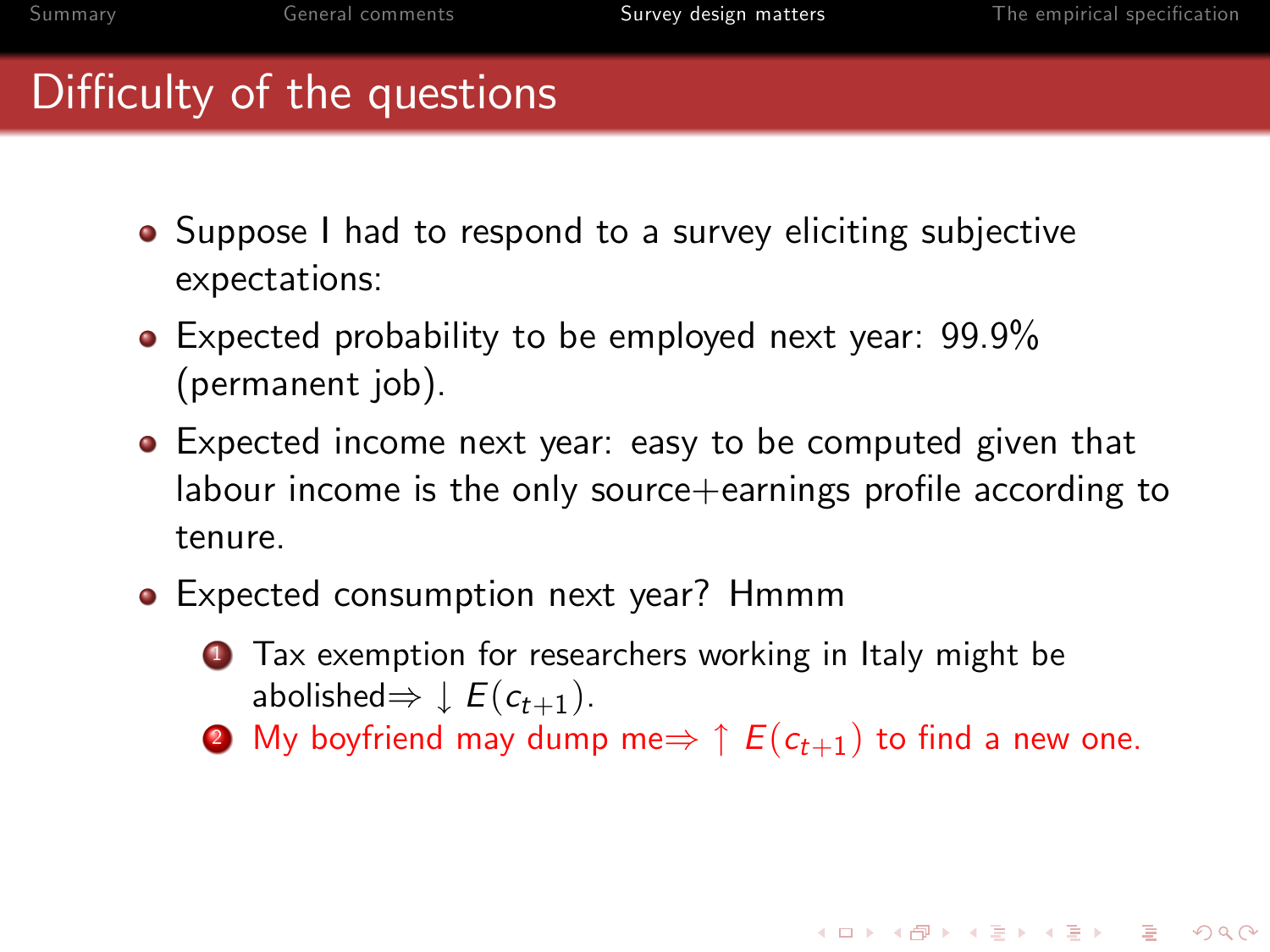# Difficulty of the questions

- Suppose I had to respond to a survey eliciting subjective expectations:
- Expected probability to be employed next year: 99.9% (permanent job).
- Expected income next year: easy to be computed given that labour income is the only source+earnings profile according to tenure.
- Expected consumption next year? Hmmm
  1. Tax exemption for researchers working in Italy might be abolished$\Rightarrow \downarrow E(c_{t+1})$.
  2. My boyfriend may dump me$\Rightarrow \uparrow E(c_{t+1})$ to find a new one.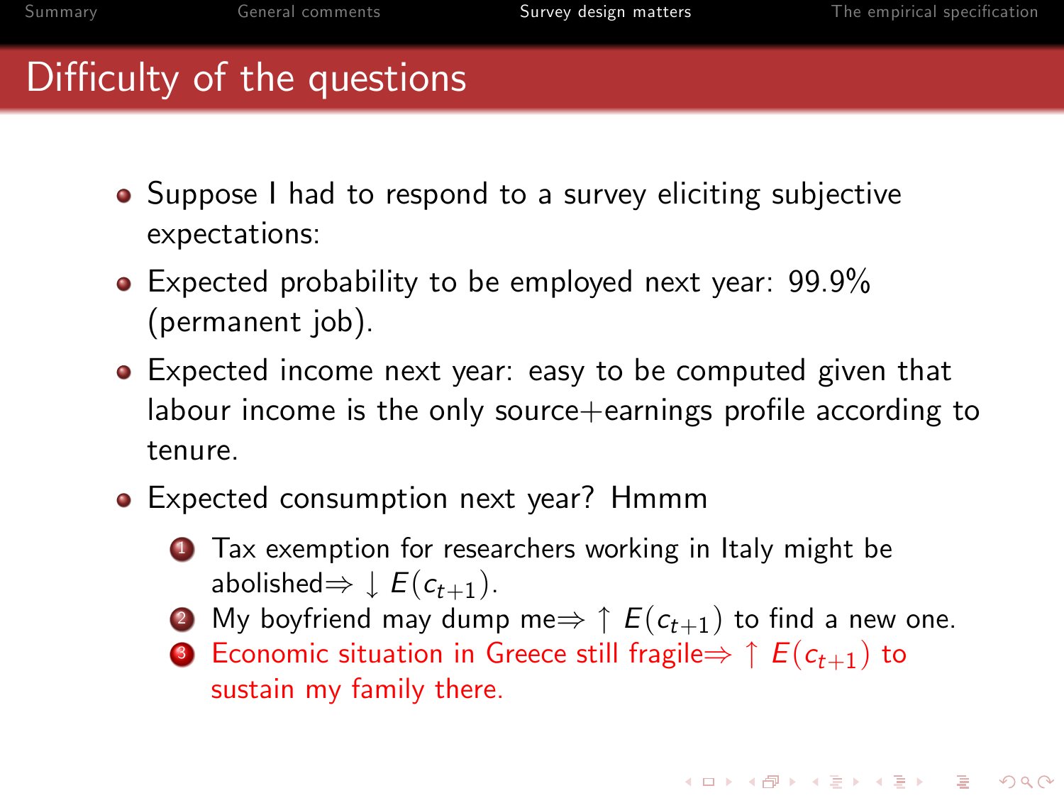# Difficulty of the questions

- Suppose I had to respond to a survey eliciting subjective expectations:
- Expected probability to be employed next year: 99.9% (permanent job).
- Expected income next year: easy to be computed given that labour income is the only source+earnings profile according to tenure.
- Expected consumption next year? Hmmm
  1. Tax exemption for researchers working in Italy might be abolished$\Rightarrow \downarrow E(c_{t+1})$.
  2. My boyfriend may dump me$\Rightarrow \uparrow E(c_{t+1})$ to find a new one.
  3. Economic situation in Greece still fragile$\Rightarrow \uparrow E(c_{t+1})$ to sustain my family there.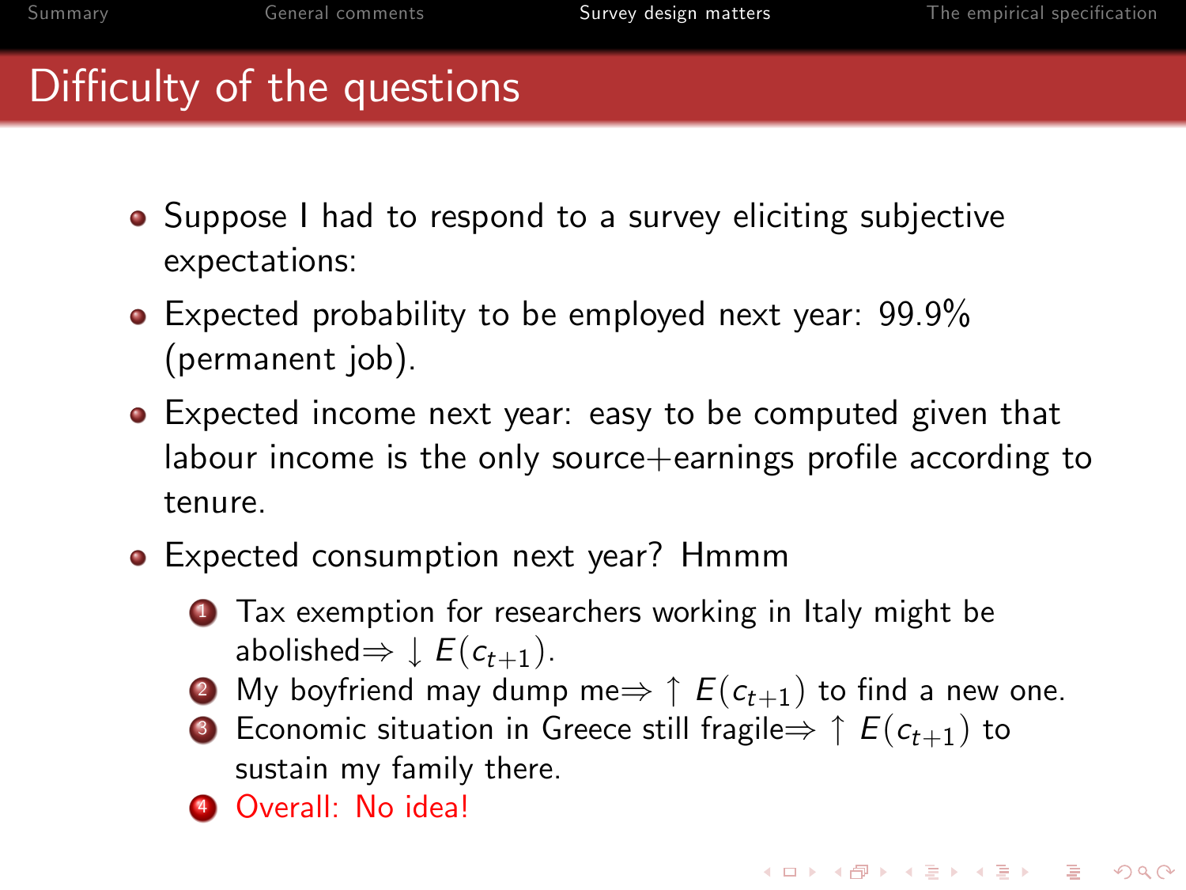# Difficulty of the questions

- Suppose I had to respond to a survey eliciting subjective expectations:
- Expected probability to be employed next year: 99.9% (permanent job).
- Expected income next year: easy to be computed given that labour income is the only source+earnings profile according to tenure.
- Expected consumption next year? Hmmm
    1. Tax exemption for researchers working in Italy might be abolished$\Rightarrow \downarrow E(c_{t+1})$.
    2. My boyfriend may dump me$\Rightarrow \uparrow E(c_{t+1})$ to find a new one.
    3. Economic situation in Greece still fragile$\Rightarrow \uparrow E(c_{t+1})$ to sustain my family there.
    4. Overall: No idea!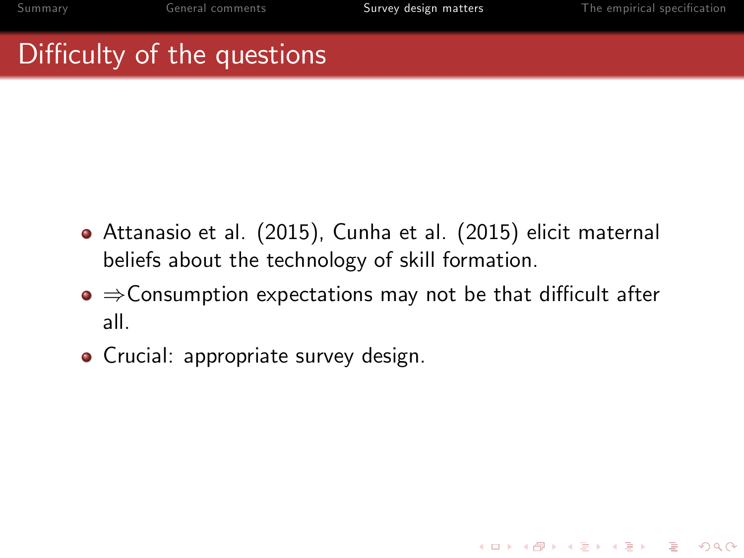# Difficulty of the questions

- Attanasio et al. (2015), Cunha et al. (2015) elicit maternal beliefs about the technology of skill formation.
- $\Rightarrow$Consumption expectations may not be that difficult after all.
- Crucial: appropriate survey design.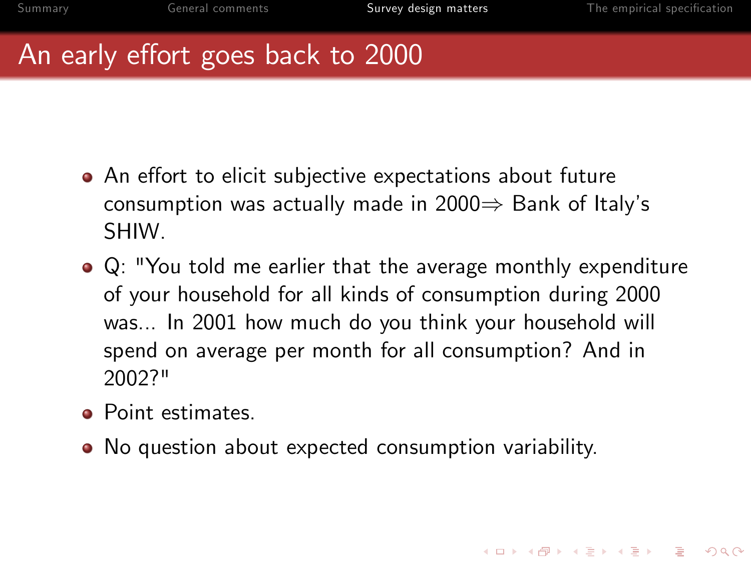# An early effort goes back to 2000

- An effort to elicit subjective expectations about future consumption was actually made in 2000$\Rightarrow$ Bank of Italy's SHIW.
- Q: "You told me earlier that the average monthly expenditure of your household for all kinds of consumption during 2000 was... In 2001 how much do you think your household will spend on average per month for all consumption? And in 2002?"
- Point estimates.
- No question about expected consumption variability.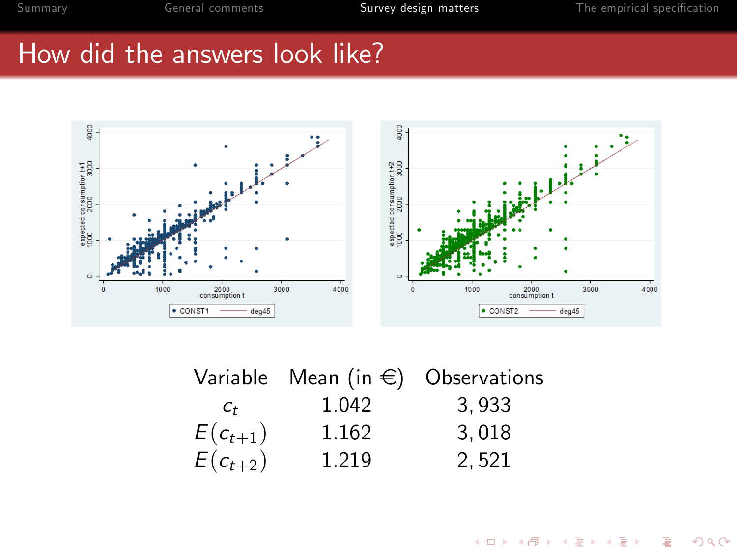# How did the answers look like?

| Variable | Mean (in €) | Observations |
|---|---|---|
| $c_t$ | 1.042 | 3,933 |
| $E(c_{t+1})$ | 1.162 | 3,018 |
| $E(c_{t+2})$ | 1.219 | 2,521 |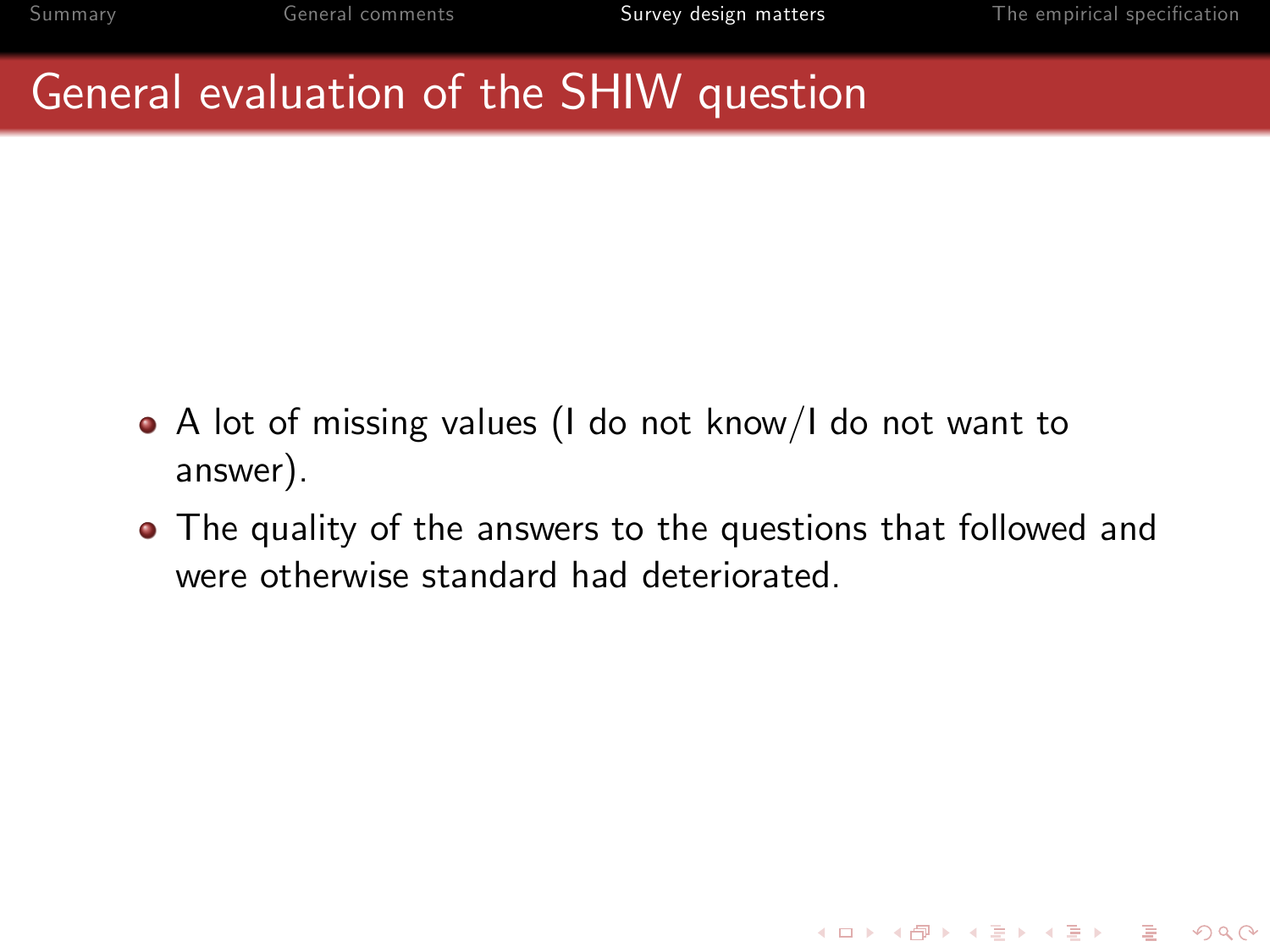# General evaluation of the SHIW question

- A lot of missing values (I do not know/I do not want to answer).
- The quality of the answers to the questions that followed and were otherwise standard had deteriorated.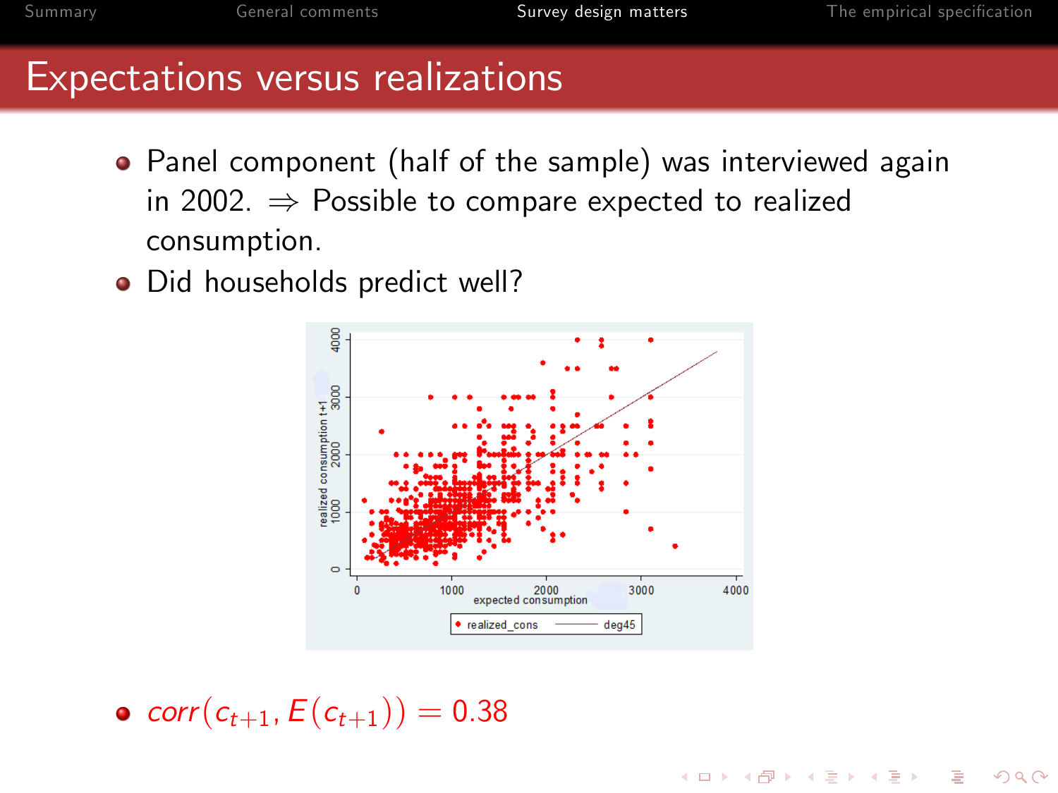# Expectations versus realizations

- Panel component (half of the sample) was interviewed again in 2002. $\Rightarrow$ Possible to compare expected to realized consumption.
- Did households predict well?

- $corr(c_{t+1}, E(c_{t+1})) = 0.38$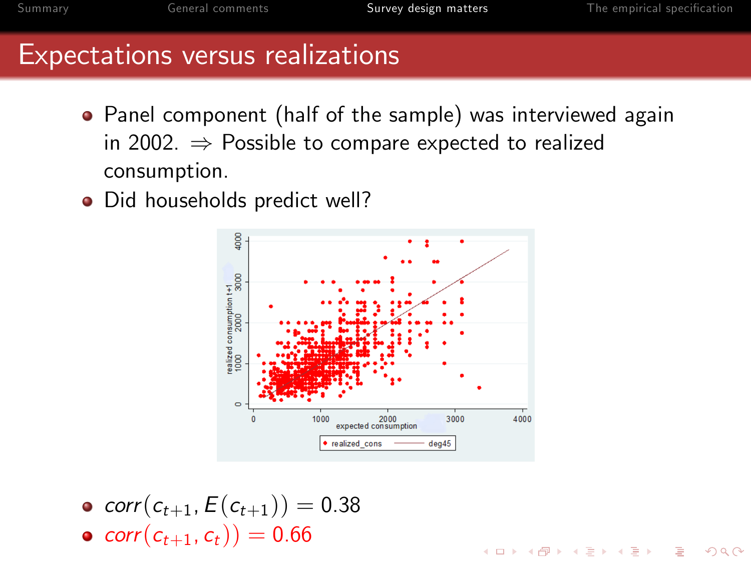# Expectations versus realizations

- Panel component (half of the sample) was interviewed again in 2002. $\Rightarrow$ Possible to compare expected to realized consumption.
- Did households predict well?

- $corr(c_{t+1}, E(c_{t+1})) = 0.38$
- $corr(c_{t+1}, c_t) = 0.66$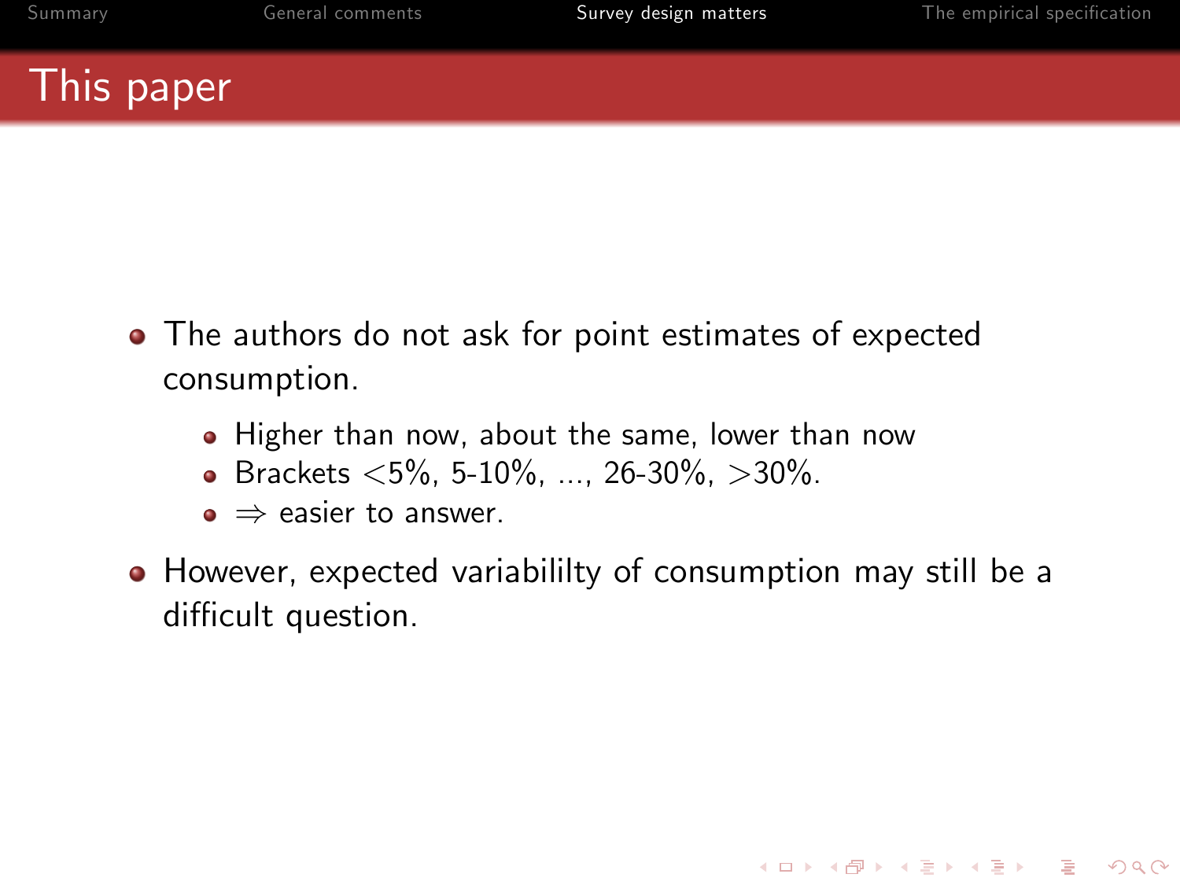# This paper

- The authors do not ask for point estimates of expected consumption.
  - Higher than now, about the same, lower than now
  - Brackets <5%, 5-10%, ..., 26-30%, >30%.
  - $\Rightarrow$ easier to answer.
- However, expected variabililty of consumption may still be a difficult question.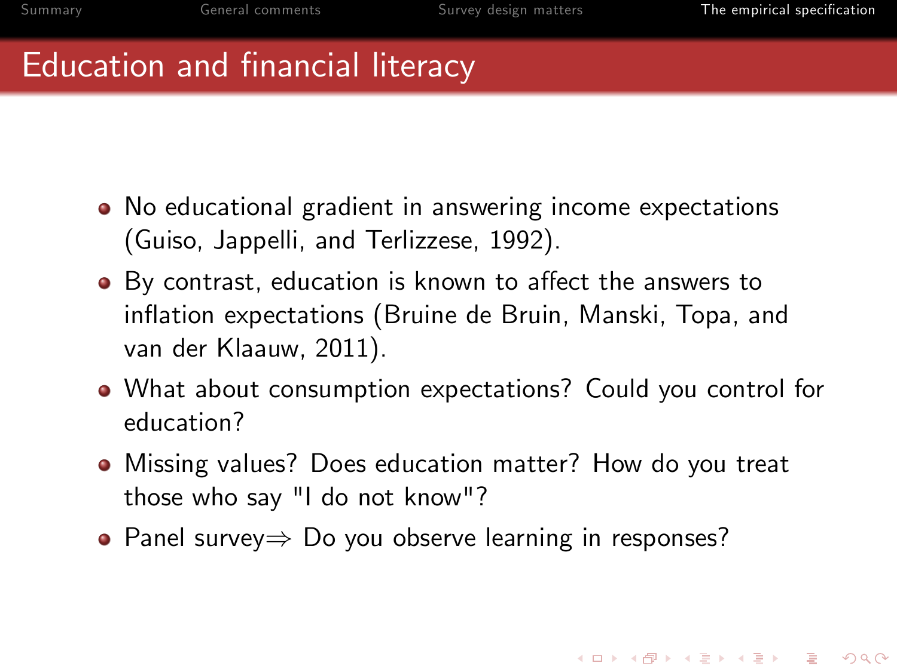# Education and financial literacy

- No educational gradient in answering income expectations (Guiso, Jappelli, and Terlizzese, 1992).
- By contrast, education is known to affect the answers to inflation expectations (Bruine de Bruin, Manski, Topa, and van der Klaauw, 2011).
- What about consumption expectations? Could you control for education?
- Missing values? Does education matter? How do you treat those who say "I do not know"?
- Panel survey⇒ Do you observe learning in responses?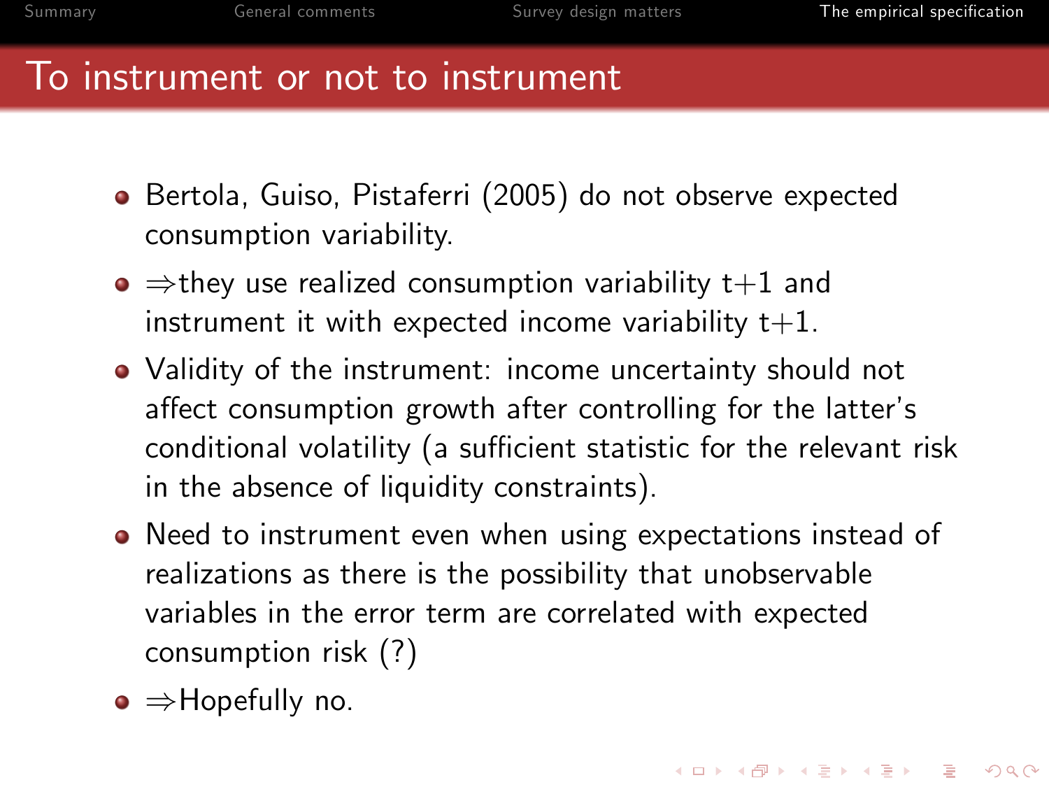# To instrument or not to instrument

- Bertola, Guiso, Pistaferri (2005) do not observe expected consumption variability.
- ⇒they use realized consumption variability t+1 and instrument it with expected income variability t+1.
- Validity of the instrument: income uncertainty should not affect consumption growth after controlling for the latter's conditional volatility (a sufficient statistic for the relevant risk in the absence of liquidity constraints).
- Need to instrument even when using expectations instead of realizations as there is the possibility that unobservable variables in the error term are correlated with expected consumption risk (?)
- ⇒Hopefully no.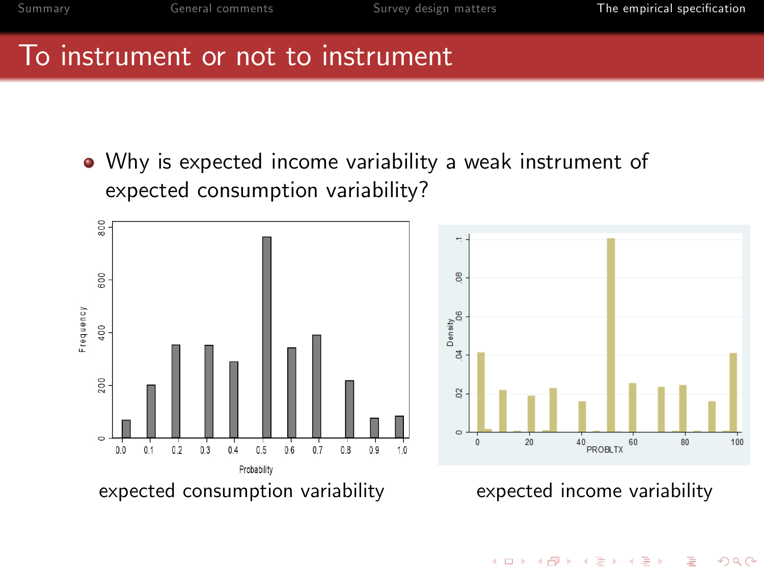# To instrument or not to instrument

- Why is expected income variability a weak instrument of expected consumption variability?

expected consumption variability

expected income variability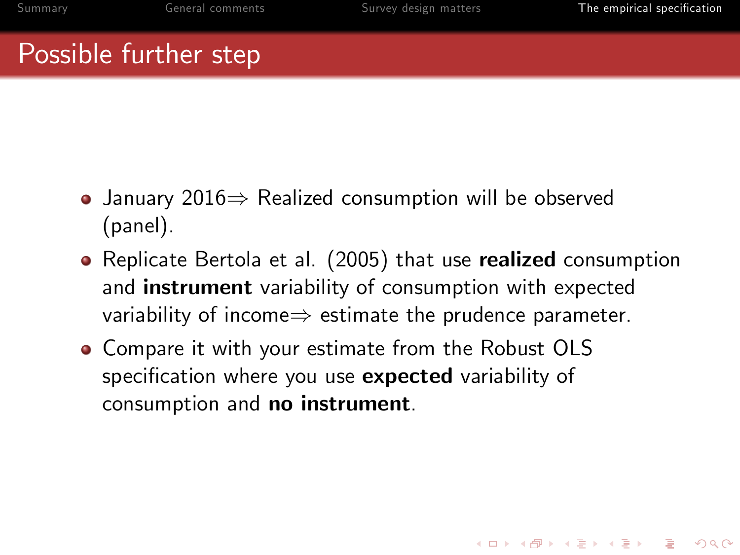## Possible further step

- January 2016 $\Rightarrow$ Realized consumption will be observed (panel).
- Replicate Bertola et al. (2005) that use **realized** consumption and **instrument** variability of consumption with expected variability of income $\Rightarrow$ estimate the prudence parameter.
- Compare it with your estimate from the Robust OLS specification where you use **expected** variability of consumption and **no instrument**.